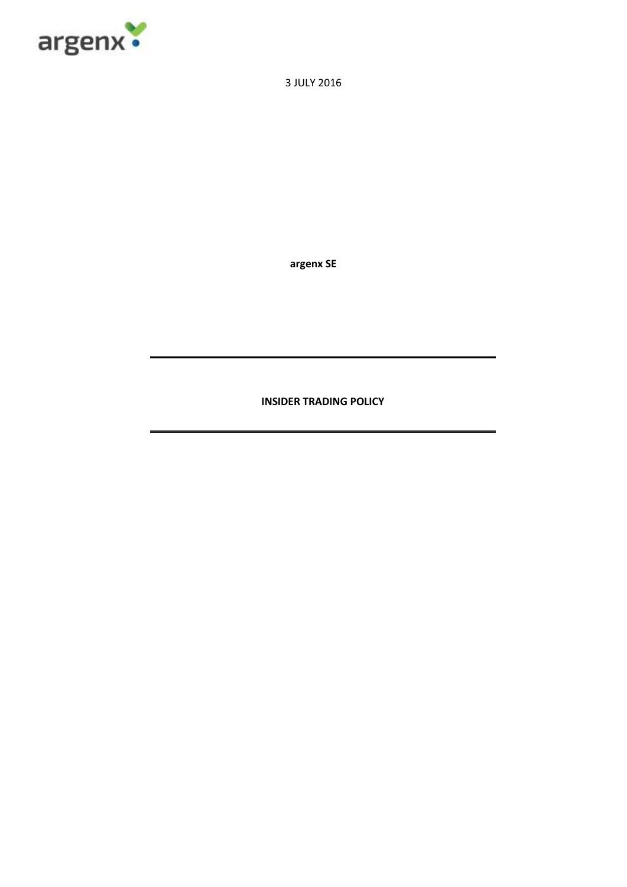3 JULY 2016

**argenx SE**

---

# INSIDER TRADING POLICY

---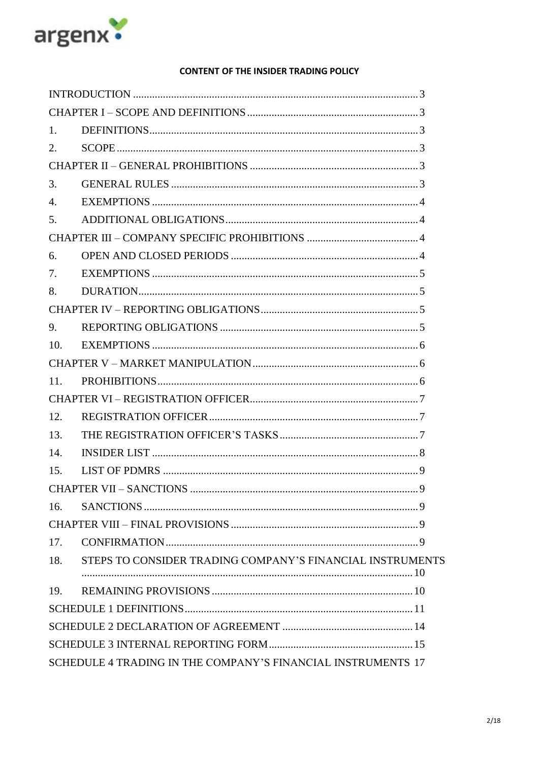**CONTENT OF THE INSIDER TRADING POLICY**

| | | |
|---|---|---|
| INTRODUCTION | | 3 |
| CHAPTER I – SCOPE AND DEFINITIONS | | 3 |
| 1. | DEFINITIONS | 3 |
| 2. | SCOPE | 3 |
| CHAPTER II – GENERAL PROHIBITIONS | | 3 |
| 3. | GENERAL RULES | 3 |
| 4. | EXEMPTIONS | 4 |
| 5. | ADDITIONAL OBLIGATIONS | 4 |
| CHAPTER III – COMPANY SPECIFIC PROHIBITIONS | | 4 |
| 6. | OPEN AND CLOSED PERIODS | 4 |
| 7. | EXEMPTIONS | 5 |
| 8. | DURATION | 5 |
| CHAPTER IV – REPORTING OBLIGATIONS | | 5 |
| 9. | REPORTING OBLIGATIONS | 5 |
| 10. | EXEMPTIONS | 6 |
| CHAPTER V – MARKET MANIPULATION | | 6 |
| 11. | PROHIBITIONS | 6 |
| CHAPTER VI – REGISTRATION OFFICER | | 7 |
| 12. | REGISTRATION OFFICER | 7 |
| 13. | THE REGISTRATION OFFICER'S TASKS | 7 |
| 14. | INSIDER LIST | 8 |
| 15. | LIST OF PDMRS | 9 |
| CHAPTER VII – SANCTIONS | | 9 |
| 16. | SANCTIONS | 9 |
| CHAPTER VIII – FINAL PROVISIONS | | 9 |
| 17. | CONFIRMATION | 9 |
| 18. | STEPS TO CONSIDER TRADING COMPANY'S FINANCIAL INSTRUMENTS | 10 |
| 19. | REMAINING PROVISIONS | 10 |
| SCHEDULE 1 DEFINITIONS | | 11 |
| SCHEDULE 2 DECLARATION OF AGREEMENT | | 14 |
| SCHEDULE 3 INTERNAL REPORTING FORM | | 15 |
| SCHEDULE 4 TRADING IN THE COMPANY'S FINANCIAL INSTRUMENTS | | 17 |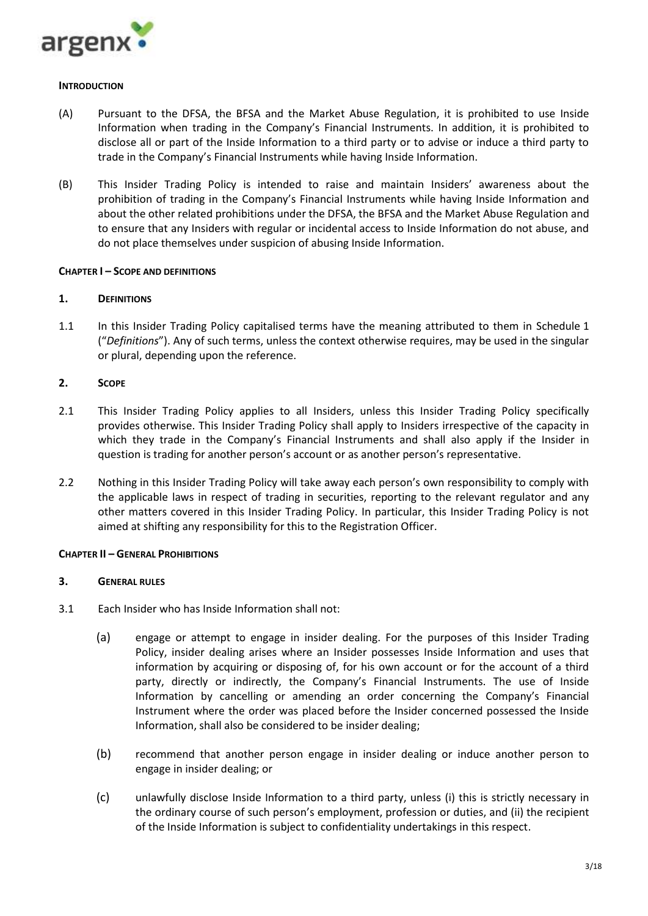## INTRODUCTION

(A) Pursuant to the DFSA, the BFSA and the Market Abuse Regulation, it is prohibited to use Inside Information when trading in the Company's Financial Instruments. In addition, it is prohibited to disclose all or part of the Inside Information to a third party or to advise or induce a third party to trade in the Company's Financial Instruments while having Inside Information.

(B) This Insider Trading Policy is intended to raise and maintain Insiders' awareness about the prohibition of trading in the Company's Financial Instruments while having Inside Information and about the other related prohibitions under the DFSA, the BFSA and the Market Abuse Regulation and to ensure that any Insiders with regular or incidental access to Inside Information do not abuse, and do not place themselves under suspicion of abusing Inside Information.

## CHAPTER I – SCOPE AND DEFINITIONS

### 1. DEFINITIONS

1.1 In this Insider Trading Policy capitalised terms have the meaning attributed to them in Schedule 1 ("*Definitions*"). Any of such terms, unless the context otherwise requires, may be used in the singular or plural, depending upon the reference.

### 2. SCOPE

2.1 This Insider Trading Policy applies to all Insiders, unless this Insider Trading Policy specifically provides otherwise. This Insider Trading Policy shall apply to Insiders irrespective of the capacity in which they trade in the Company's Financial Instruments and shall also apply if the Insider in question is trading for another person's account or as another person's representative.

2.2 Nothing in this Insider Trading Policy will take away each person's own responsibility to comply with the applicable laws in respect of trading in securities, reporting to the relevant regulator and any other matters covered in this Insider Trading Policy. In particular, this Insider Trading Policy is not aimed at shifting any responsibility for this to the Registration Officer.

## CHAPTER II – GENERAL PROHIBITIONS

### 3. GENERAL RULES

3.1 Each Insider who has Inside Information shall not:

(a) engage or attempt to engage in insider dealing. For the purposes of this Insider Trading Policy, insider dealing arises where an Insider possesses Inside Information and uses that information by acquiring or disposing of, for his own account or for the account of a third party, directly or indirectly, the Company's Financial Instruments. The use of Inside Information by cancelling or amending an order concerning the Company's Financial Instrument where the order was placed before the Insider concerned possessed the Inside Information, shall also be considered to be insider dealing;

(b) recommend that another person engage in insider dealing or induce another person to engage in insider dealing; or

(c) unlawfully disclose Inside Information to a third party, unless (i) this is strictly necessary in the ordinary course of such person's employment, profession or duties, and (ii) the recipient of the Inside Information is subject to confidentiality undertakings in this respect.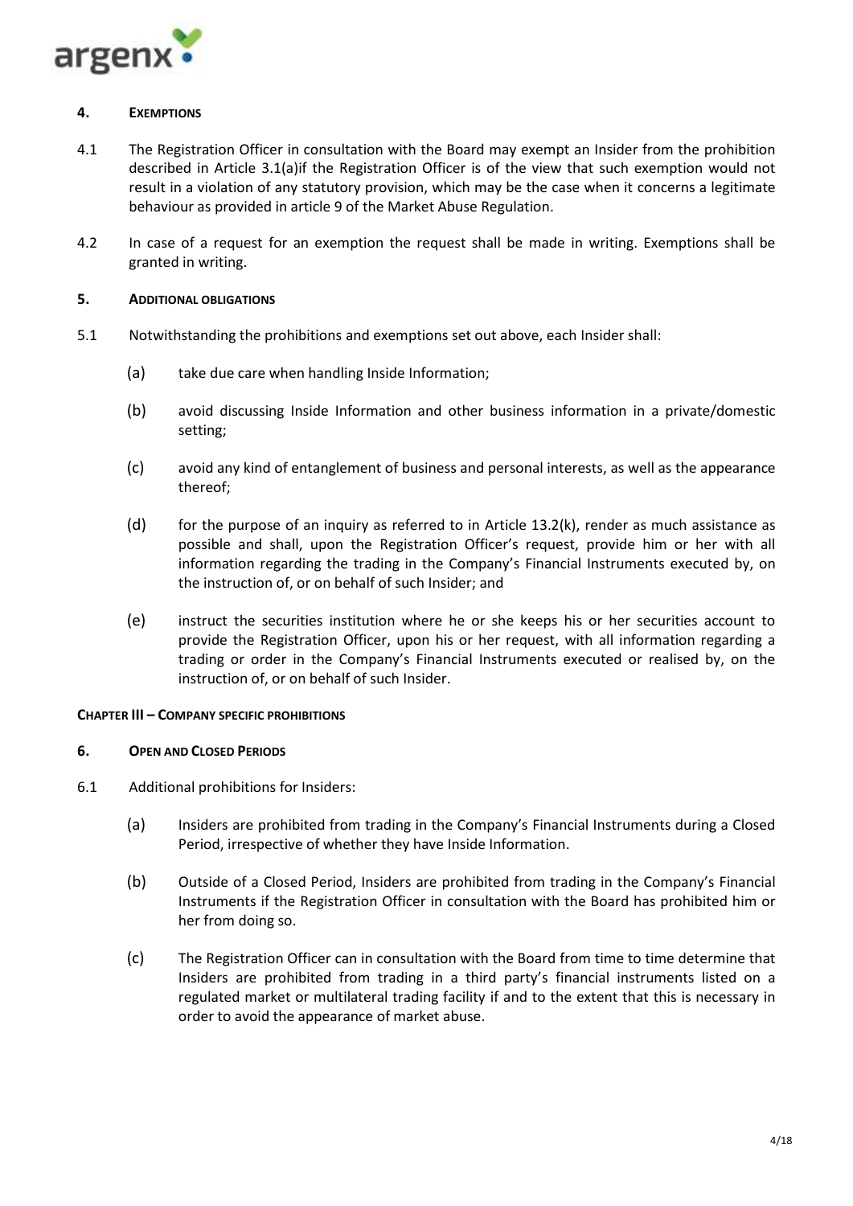## 4. EXEMPTIONS

4.1 The Registration Officer in consultation with the Board may exempt an Insider from the prohibition described in Article 3.1(a)if the Registration Officer is of the view that such exemption would not result in a violation of any statutory provision, which may be the case when it concerns a legitimate behaviour as provided in article 9 of the Market Abuse Regulation.

4.2 In case of a request for an exemption the request shall be made in writing. Exemptions shall be granted in writing.

## 5. ADDITIONAL OBLIGATIONS

5.1 Notwithstanding the prohibitions and exemptions set out above, each Insider shall:

(a) take due care when handling Inside Information;

(b) avoid discussing Inside Information and other business information in a private/domestic setting;

(c) avoid any kind of entanglement of business and personal interests, as well as the appearance thereof;

(d) for the purpose of an inquiry as referred to in Article 13.2(k), render as much assistance as possible and shall, upon the Registration Officer's request, provide him or her with all information regarding the trading in the Company's Financial Instruments executed by, on the instruction of, or on behalf of such Insider; and

(e) instruct the securities institution where he or she keeps his or her securities account to provide the Registration Officer, upon his or her request, with all information regarding a trading or order in the Company's Financial Instruments executed or realised by, on the instruction of, or on behalf of such Insider.

# CHAPTER III – COMPANY SPECIFIC PROHIBITIONS

## 6. OPEN AND CLOSED PERIODS

6.1 Additional prohibitions for Insiders:

(a) Insiders are prohibited from trading in the Company's Financial Instruments during a Closed Period, irrespective of whether they have Inside Information.

(b) Outside of a Closed Period, Insiders are prohibited from trading in the Company's Financial Instruments if the Registration Officer in consultation with the Board has prohibited him or her from doing so.

(c) The Registration Officer can in consultation with the Board from time to time determine that Insiders are prohibited from trading in a third party's financial instruments listed on a regulated market or multilateral trading facility if and to the extent that this is necessary in order to avoid the appearance of market abuse.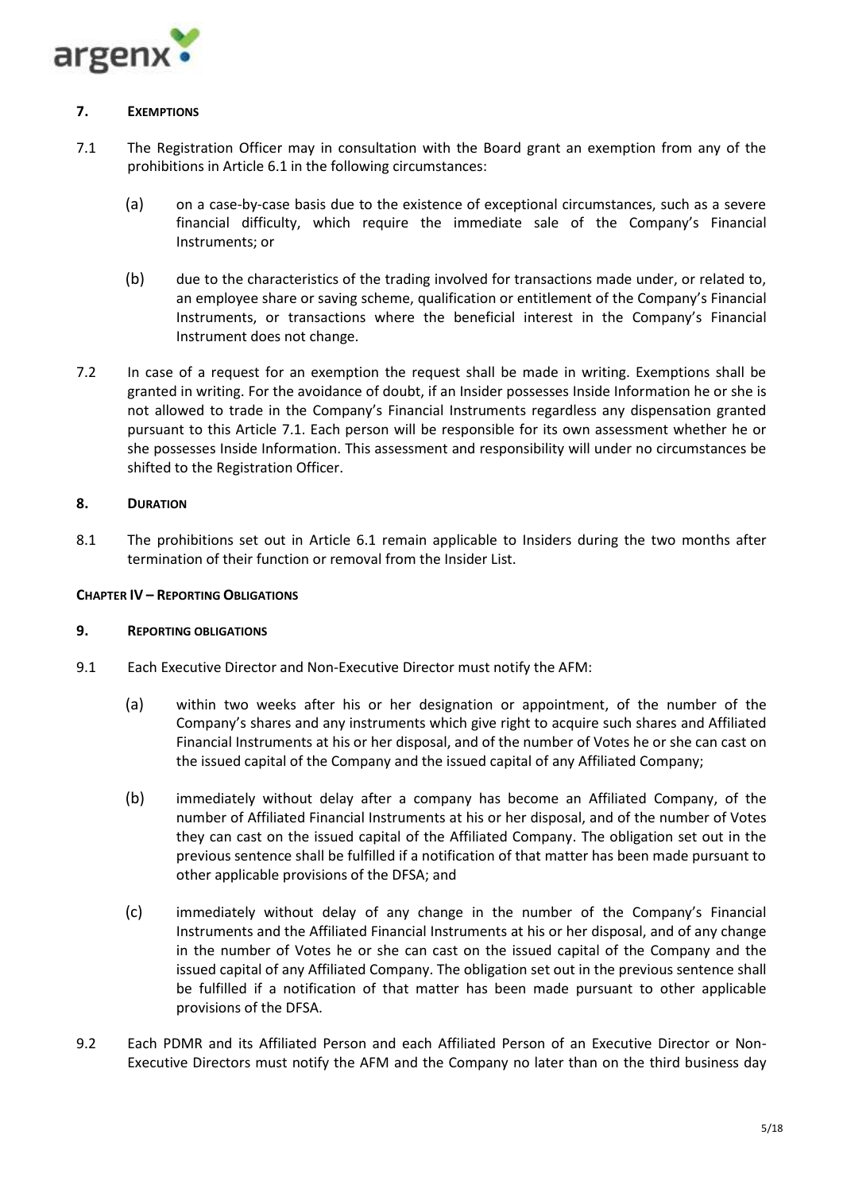### 7. Exemptions

7.1 The Registration Officer may in consultation with the Board grant an exemption from any of the prohibitions in Article 6.1 in the following circumstances:

(a) on a case-by-case basis due to the existence of exceptional circumstances, such as a severe financial difficulty, which require the immediate sale of the Company's Financial Instruments; or

(b) due to the characteristics of the trading involved for transactions made under, or related to, an employee share or saving scheme, qualification or entitlement of the Company's Financial Instruments, or transactions where the beneficial interest in the Company's Financial Instrument does not change.

7.2 In case of a request for an exemption the request shall be made in writing. Exemptions shall be granted in writing. For the avoidance of doubt, if an Insider possesses Inside Information he or she is not allowed to trade in the Company's Financial Instruments regardless any dispensation granted pursuant to this Article 7.1. Each person will be responsible for its own assessment whether he or she possesses Inside Information. This assessment and responsibility will under no circumstances be shifted to the Registration Officer.

### 8. Duration

8.1 The prohibitions set out in Article 6.1 remain applicable to Insiders during the two months after termination of their function or removal from the Insider List.

## Chapter IV – Reporting Obligations

### 9. Reporting obligations

9.1 Each Executive Director and Non-Executive Director must notify the AFM:

(a) within two weeks after his or her designation or appointment, of the number of the Company's shares and any instruments which give right to acquire such shares and Affiliated Financial Instruments at his or her disposal, and of the number of Votes he or she can cast on the issued capital of the Company and the issued capital of any Affiliated Company;

(b) immediately without delay after a company has become an Affiliated Company, of the number of Affiliated Financial Instruments at his or her disposal, and of the number of Votes they can cast on the issued capital of the Affiliated Company. The obligation set out in the previous sentence shall be fulfilled if a notification of that matter has been made pursuant to other applicable provisions of the DFSA; and

(c) immediately without delay of any change in the number of the Company's Financial Instruments and the Affiliated Financial Instruments at his or her disposal, and of any change in the number of Votes he or she can cast on the issued capital of the Company and the issued capital of any Affiliated Company. The obligation set out in the previous sentence shall be fulfilled if a notification of that matter has been made pursuant to other applicable provisions of the DFSA.

9.2 Each PDMR and its Affiliated Person and each Affiliated Person of an Executive Director or Non-Executive Directors must notify the AFM and the Company no later than on the third business day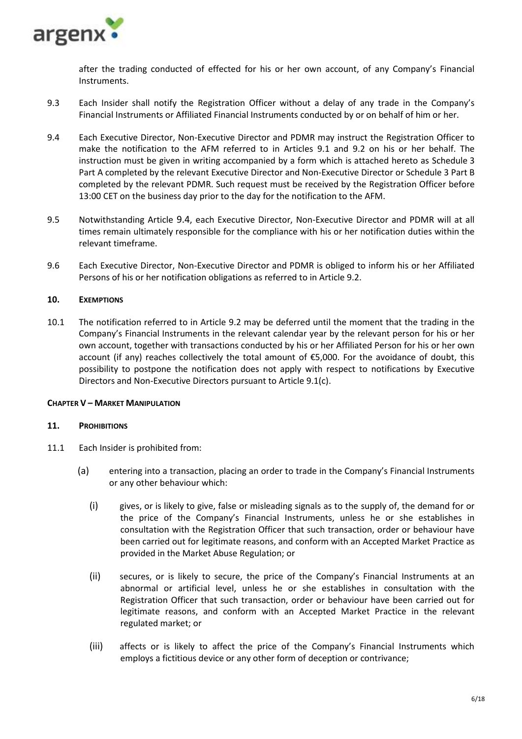after the trading conducted of effected for his or her own account, of any Company's Financial Instruments.

9.3 Each Insider shall notify the Registration Officer without a delay of any trade in the Company's Financial Instruments or Affiliated Financial Instruments conducted by or on behalf of him or her.

9.4 Each Executive Director, Non-Executive Director and PDMR may instruct the Registration Officer to make the notification to the AFM referred to in Articles 9.1 and 9.2 on his or her behalf. The instruction must be given in writing accompanied by a form which is attached hereto as Schedule 3 Part A completed by the relevant Executive Director and Non-Executive Director or Schedule 3 Part B completed by the relevant PDMR. Such request must be received by the Registration Officer before 13:00 CET on the business day prior to the day for the notification to the AFM.

9.5 Notwithstanding Article 9.4, each Executive Director, Non-Executive Director and PDMR will at all times remain ultimately responsible for the compliance with his or her notification duties within the relevant timeframe.

9.6 Each Executive Director, Non-Executive Director and PDMR is obliged to inform his or her Affiliated Persons of his or her notification obligations as referred to in Article 9.2.

## 10. EXEMPTIONS

10.1 The notification referred to in Article 9.2 may be deferred until the moment that the trading in the Company's Financial Instruments in the relevant calendar year by the relevant person for his or her own account, together with transactions conducted by his or her Affiliated Person for his or her own account (if any) reaches collectively the total amount of €5,000. For the avoidance of doubt, this possibility to postpone the notification does not apply with respect to notifications by Executive Directors and Non-Executive Directors pursuant to Article 9.1(c).

## CHAPTER V – MARKET MANIPULATION

## 11. PROHIBITIONS

11.1 Each Insider is prohibited from:

(a) entering into a transaction, placing an order to trade in the Company's Financial Instruments or any other behaviour which:

(i) gives, or is likely to give, false or misleading signals as to the supply of, the demand for or the price of the Company's Financial Instruments, unless he or she establishes in consultation with the Registration Officer that such transaction, order or behaviour have been carried out for legitimate reasons, and conform with an Accepted Market Practice as provided in the Market Abuse Regulation; or

(ii) secures, or is likely to secure, the price of the Company's Financial Instruments at an abnormal or artificial level, unless he or she establishes in consultation with the Registration Officer that such transaction, order or behaviour have been carried out for legitimate reasons, and conform with an Accepted Market Practice in the relevant regulated market; or

(iii) affects or is likely to affect the price of the Company's Financial Instruments which employs a fictitious device or any other form of deception or contrivance;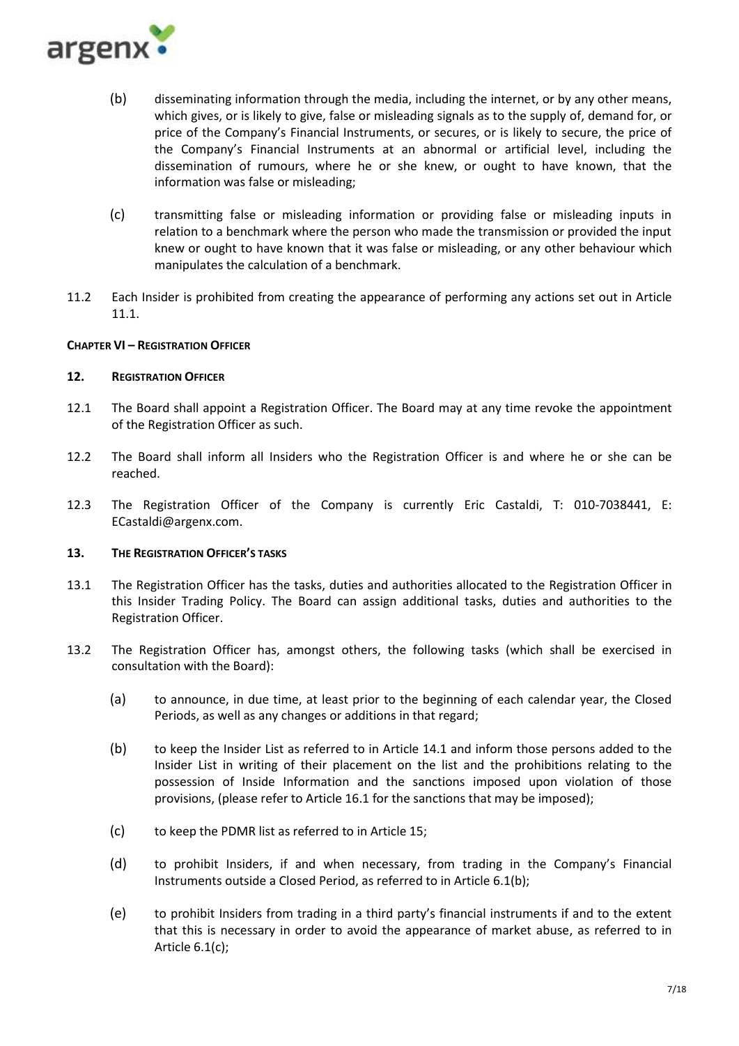(b) disseminating information through the media, including the internet, or by any other means, which gives, or is likely to give, false or misleading signals as to the supply of, demand for, or price of the Company's Financial Instruments, or secures, or is likely to secure, the price of the Company's Financial Instruments at an abnormal or artificial level, including the dissemination of rumours, where he or she knew, or ought to have known, that the information was false or misleading;

(c) transmitting false or misleading information or providing false or misleading inputs in relation to a benchmark where the person who made the transmission or provided the input knew or ought to have known that it was false or misleading, or any other behaviour which manipulates the calculation of a benchmark.

11.2 Each Insider is prohibited from creating the appearance of performing any actions set out in Article 11.1.

**CHAPTER VI – REGISTRATION OFFICER**

**12. REGISTRATION OFFICER**

12.1 The Board shall appoint a Registration Officer. The Board may at any time revoke the appointment of the Registration Officer as such.

12.2 The Board shall inform all Insiders who the Registration Officer is and where he or she can be reached.

12.3 The Registration Officer of the Company is currently Eric Castaldi, T: 010-7038441, E: ECastaldi@argenx.com.

**13. THE REGISTRATION OFFICER'S TASKS**

13.1 The Registration Officer has the tasks, duties and authorities allocated to the Registration Officer in this Insider Trading Policy. The Board can assign additional tasks, duties and authorities to the Registration Officer.

13.2 The Registration Officer has, amongst others, the following tasks (which shall be exercised in consultation with the Board):

(a) to announce, in due time, at least prior to the beginning of each calendar year, the Closed Periods, as well as any changes or additions in that regard;

(b) to keep the Insider List as referred to in Article 14.1 and inform those persons added to the Insider List in writing of their placement on the list and the prohibitions relating to the possession of Inside Information and the sanctions imposed upon violation of those provisions, (please refer to Article 16.1 for the sanctions that may be imposed);

(c) to keep the PDMR list as referred to in Article 15;

(d) to prohibit Insiders, if and when necessary, from trading in the Company's Financial Instruments outside a Closed Period, as referred to in Article 6.1(b);

(e) to prohibit Insiders from trading in a third party's financial instruments if and to the extent that this is necessary in order to avoid the appearance of market abuse, as referred to in Article 6.1(c);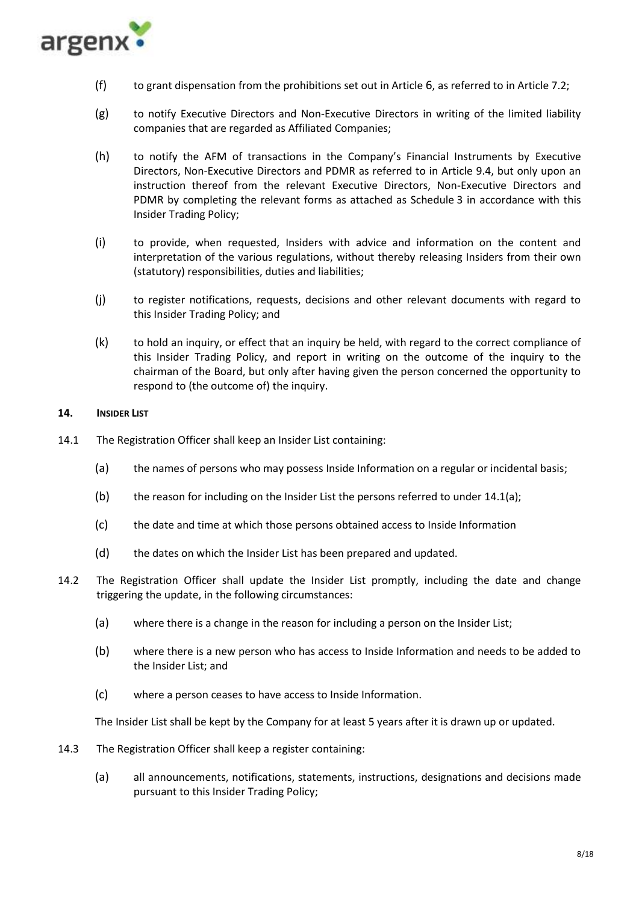(f) to grant dispensation from the prohibitions set out in Article 6, as referred to in Article 7.2;

(g) to notify Executive Directors and Non-Executive Directors in writing of the limited liability companies that are regarded as Affiliated Companies;

(h) to notify the AFM of transactions in the Company's Financial Instruments by Executive Directors, Non-Executive Directors and PDMR as referred to in Article 9.4, but only upon an instruction thereof from the relevant Executive Directors, Non-Executive Directors and PDMR by completing the relevant forms as attached as Schedule 3 in accordance with this Insider Trading Policy;

(i) to provide, when requested, Insiders with advice and information on the content and interpretation of the various regulations, without thereby releasing Insiders from their own (statutory) responsibilities, duties and liabilities;

(j) to register notifications, requests, decisions and other relevant documents with regard to this Insider Trading Policy; and

(k) to hold an inquiry, or effect that an inquiry be held, with regard to the correct compliance of this Insider Trading Policy, and report in writing on the outcome of the inquiry to the chairman of the Board, but only after having given the person concerned the opportunity to respond to (the outcome of) the inquiry.

## 14. INSIDER LIST

14.1 The Registration Officer shall keep an Insider List containing:

(a) the names of persons who may possess Inside Information on a regular or incidental basis;

(b) the reason for including on the Insider List the persons referred to under 14.1(a);

(c) the date and time at which those persons obtained access to Inside Information

(d) the dates on which the Insider List has been prepared and updated.

14.2 The Registration Officer shall update the Insider List promptly, including the date and change triggering the update, in the following circumstances:

(a) where there is a change in the reason for including a person on the Insider List;

(b) where there is a new person who has access to Inside Information and needs to be added to the Insider List; and

(c) where a person ceases to have access to Inside Information.

The Insider List shall be kept by the Company for at least 5 years after it is drawn up or updated.

14.3 The Registration Officer shall keep a register containing:

(a) all announcements, notifications, statements, instructions, designations and decisions made pursuant to this Insider Trading Policy;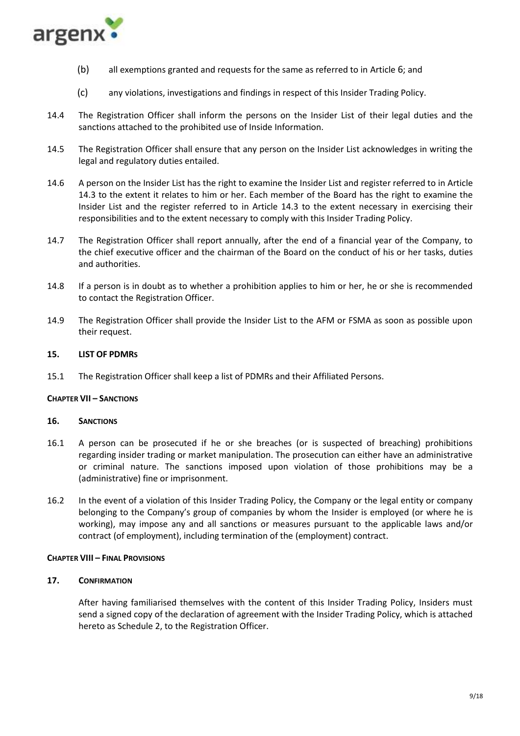(b) all exemptions granted and requests for the same as referred to in Article 6; and

(c) any violations, investigations and findings in respect of this Insider Trading Policy.

14.4 The Registration Officer shall inform the persons on the Insider List of their legal duties and the sanctions attached to the prohibited use of Inside Information.

14.5 The Registration Officer shall ensure that any person on the Insider List acknowledges in writing the legal and regulatory duties entailed.

14.6 A person on the Insider List has the right to examine the Insider List and register referred to in Article 14.3 to the extent it relates to him or her. Each member of the Board has the right to examine the Insider List and the register referred to in Article 14.3 to the extent necessary in exercising their responsibilities and to the extent necessary to comply with this Insider Trading Policy.

14.7 The Registration Officer shall report annually, after the end of a financial year of the Company, to the chief executive officer and the chairman of the Board on the conduct of his or her tasks, duties and authorities.

14.8 If a person is in doubt as to whether a prohibition applies to him or her, he or she is recommended to contact the Registration Officer.

14.9 The Registration Officer shall provide the Insider List to the AFM or FSMA as soon as possible upon their request.

### 15. LIST OF PDMRs

15.1 The Registration Officer shall keep a list of PDMRs and their Affiliated Persons.

## CHAPTER VII – SANCTIONS

### 16. SANCTIONS

16.1 A person can be prosecuted if he or she breaches (or is suspected of breaching) prohibitions regarding insider trading or market manipulation. The prosecution can either have an administrative or criminal nature. The sanctions imposed upon violation of those prohibitions may be a (administrative) fine or imprisonment.

16.2 In the event of a violation of this Insider Trading Policy, the Company or the legal entity or company belonging to the Company's group of companies by whom the Insider is employed (or where he is working), may impose any and all sanctions or measures pursuant to the applicable laws and/or contract (of employment), including termination of the (employment) contract.

## CHAPTER VIII – FINAL PROVISIONS

### 17. CONFIRMATION

After having familiarised themselves with the content of this Insider Trading Policy, Insiders must send a signed copy of the declaration of agreement with the Insider Trading Policy, which is attached hereto as Schedule 2, to the Registration Officer.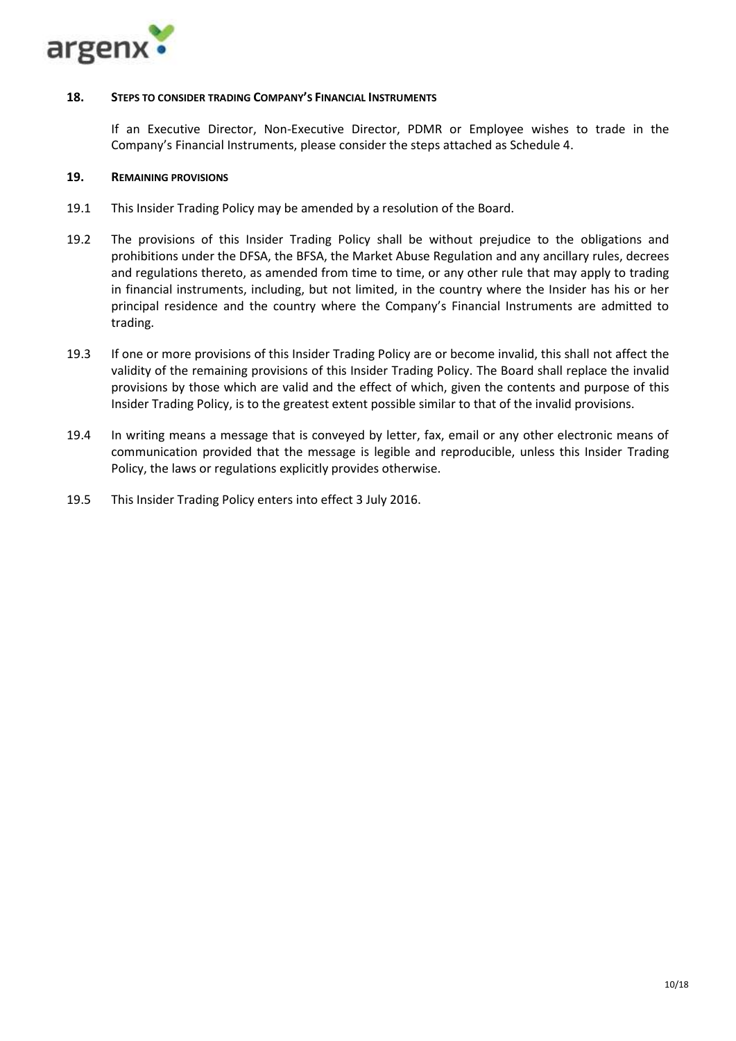## 18. Steps to consider trading Company's Financial Instruments

If an Executive Director, Non-Executive Director, PDMR or Employee wishes to trade in the Company's Financial Instruments, please consider the steps attached as Schedule 4.

## 19. Remaining provisions

19.1 This Insider Trading Policy may be amended by a resolution of the Board.

19.2 The provisions of this Insider Trading Policy shall be without prejudice to the obligations and prohibitions under the DFSA, the BFSA, the Market Abuse Regulation and any ancillary rules, decrees and regulations thereto, as amended from time to time, or any other rule that may apply to trading in financial instruments, including, but not limited, in the country where the Insider has his or her principal residence and the country where the Company's Financial Instruments are admitted to trading.

19.3 If one or more provisions of this Insider Trading Policy are or become invalid, this shall not affect the validity of the remaining provisions of this Insider Trading Policy. The Board shall replace the invalid provisions by those which are valid and the effect of which, given the contents and purpose of this Insider Trading Policy, is to the greatest extent possible similar to that of the invalid provisions.

19.4 In writing means a message that is conveyed by letter, fax, email or any other electronic means of communication provided that the message is legible and reproducible, unless this Insider Trading Policy, the laws or regulations explicitly provides otherwise.

19.5 This Insider Trading Policy enters into effect 3 July 2016.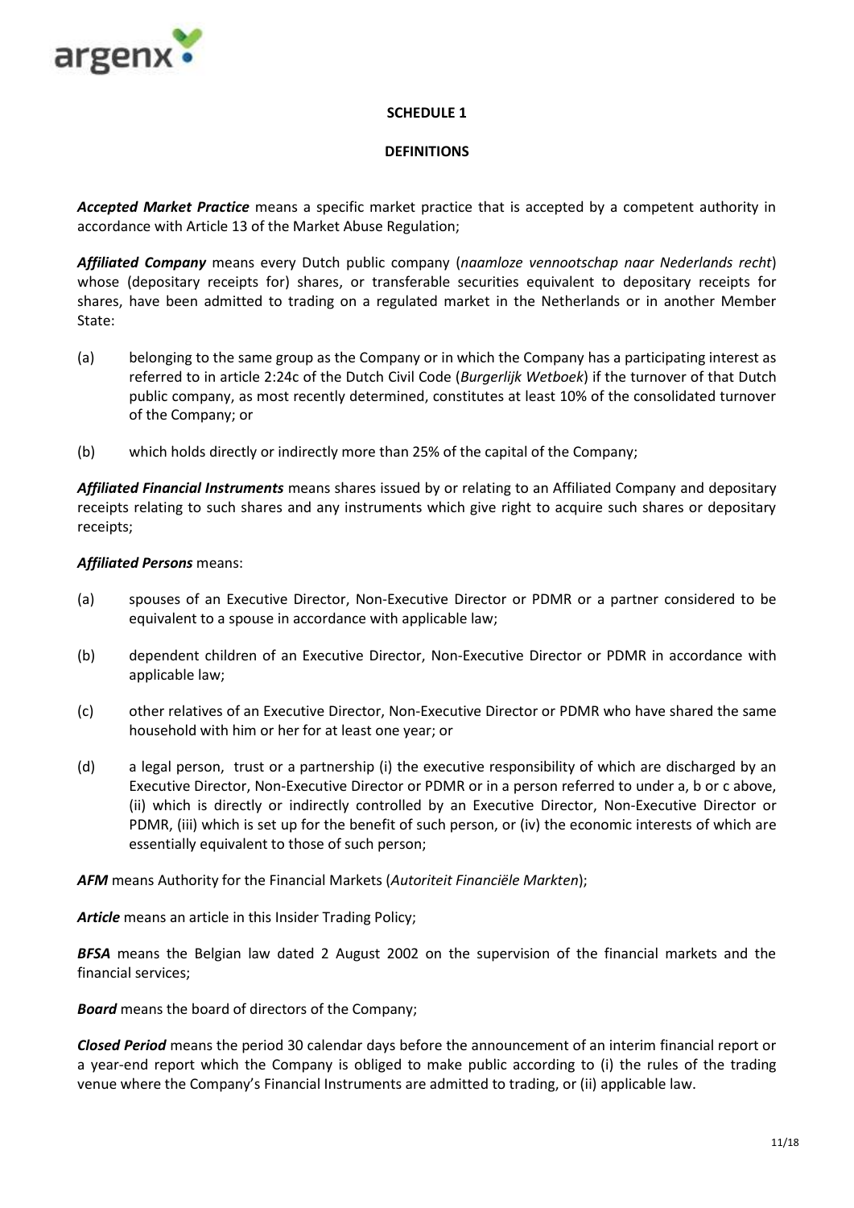**SCHEDULE 1**

**DEFINITIONS**

***Accepted Market Practice*** means a specific market practice that is accepted by a competent authority in accordance with Article 13 of the Market Abuse Regulation;

***Affiliated Company*** means every Dutch public company (*naamloze vennootschap naar Nederlands recht*) whose (depositary receipts for) shares, or transferable securities equivalent to depositary receipts for shares, have been admitted to trading on a regulated market in the Netherlands or in another Member State:

(a) belonging to the same group as the Company or in which the Company has a participating interest as referred to in article 2:24c of the Dutch Civil Code (*Burgerlijk Wetboek*) if the turnover of that Dutch public company, as most recently determined, constitutes at least 10% of the consolidated turnover of the Company; or

(b) which holds directly or indirectly more than 25% of the capital of the Company;

***Affiliated Financial Instruments*** means shares issued by or relating to an Affiliated Company and depositary receipts relating to such shares and any instruments which give right to acquire such shares or depositary receipts;

***Affiliated Persons*** means:

(a) spouses of an Executive Director, Non-Executive Director or PDMR or a partner considered to be equivalent to a spouse in accordance with applicable law;

(b) dependent children of an Executive Director, Non-Executive Director or PDMR in accordance with applicable law;

(c) other relatives of an Executive Director, Non-Executive Director or PDMR who have shared the same household with him or her for at least one year; or

(d) a legal person, trust or a partnership (i) the executive responsibility of which are discharged by an Executive Director, Non-Executive Director or PDMR or in a person referred to under a, b or c above, (ii) which is directly or indirectly controlled by an Executive Director, Non-Executive Director or PDMR, (iii) which is set up for the benefit of such person, or (iv) the economic interests of which are essentially equivalent to those of such person;

***AFM*** means Authority for the Financial Markets (*Autoriteit Financiële Markten*);

***Article*** means an article in this Insider Trading Policy;

***BFSA*** means the Belgian law dated 2 August 2002 on the supervision of the financial markets and the financial services;

***Board*** means the board of directors of the Company;

***Closed Period*** means the period 30 calendar days before the announcement of an interim financial report or a year-end report which the Company is obliged to make public according to (i) the rules of the trading venue where the Company's Financial Instruments are admitted to trading, or (ii) applicable law.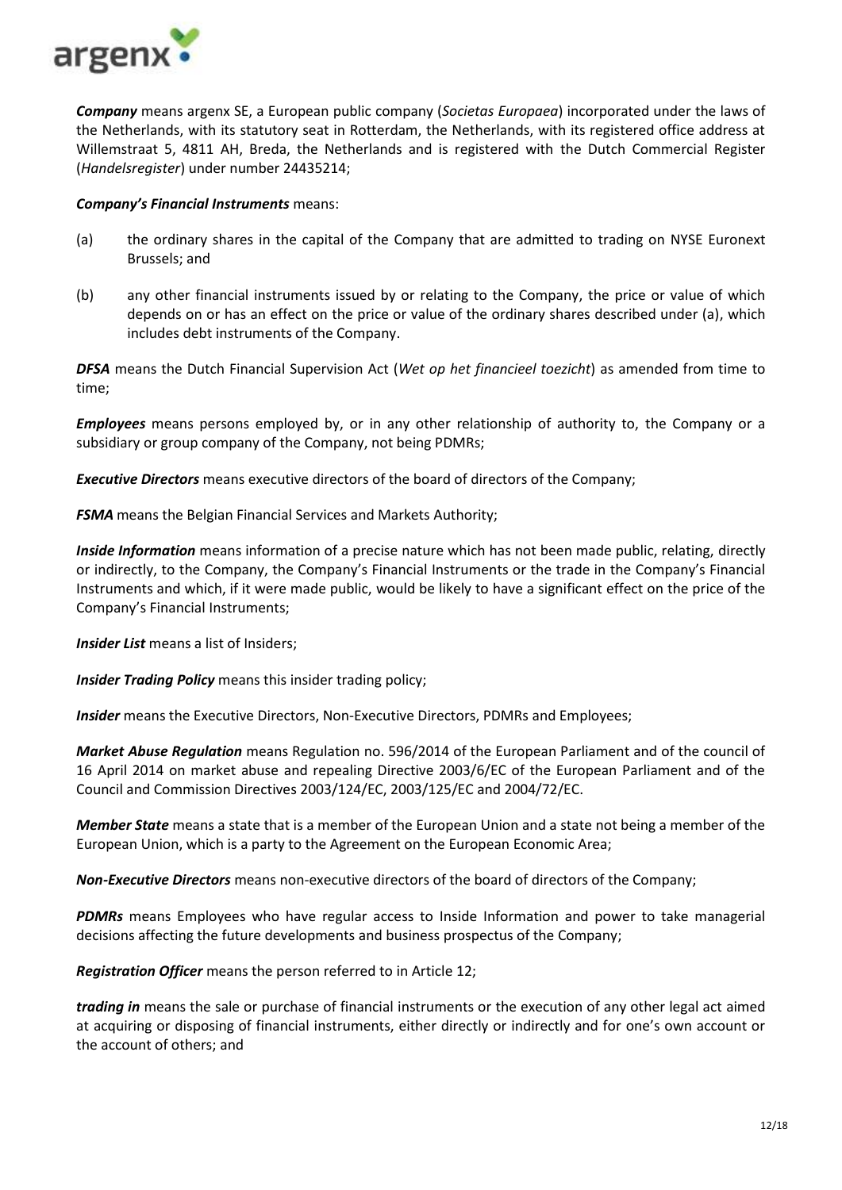***Company*** means argenx SE, a European public company (*Societas Europaea*) incorporated under the laws of the Netherlands, with its statutory seat in Rotterdam, the Netherlands, with its registered office address at Willemstraat 5, 4811 AH, Breda, the Netherlands and is registered with the Dutch Commercial Register (*Handelsregister*) under number 24435214;

***Company's Financial Instruments*** means:

(a) the ordinary shares in the capital of the Company that are admitted to trading on NYSE Euronext Brussels; and

(b) any other financial instruments issued by or relating to the Company, the price or value of which depends on or has an effect on the price or value of the ordinary shares described under (a), which includes debt instruments of the Company.

***DFSA*** means the Dutch Financial Supervision Act (*Wet op het financieel toezicht*) as amended from time to time;

***Employees*** means persons employed by, or in any other relationship of authority to, the Company or a subsidiary or group company of the Company, not being PDMRs;

***Executive Directors*** means executive directors of the board of directors of the Company;

***FSMA*** means the Belgian Financial Services and Markets Authority;

***Inside Information*** means information of a precise nature which has not been made public, relating, directly or indirectly, to the Company, the Company's Financial Instruments or the trade in the Company's Financial Instruments and which, if it were made public, would be likely to have a significant effect on the price of the Company's Financial Instruments;

***Insider List*** means a list of Insiders;

***Insider Trading Policy*** means this insider trading policy;

***Insider*** means the Executive Directors, Non-Executive Directors, PDMRs and Employees;

***Market Abuse Regulation*** means Regulation no. 596/2014 of the European Parliament and of the council of 16 April 2014 on market abuse and repealing Directive 2003/6/EC of the European Parliament and of the Council and Commission Directives 2003/124/EC, 2003/125/EC and 2004/72/EC.

***Member State*** means a state that is a member of the European Union and a state not being a member of the European Union, which is a party to the Agreement on the European Economic Area;

***Non-Executive Directors*** means non-executive directors of the board of directors of the Company;

***PDMRs*** means Employees who have regular access to Inside Information and power to take managerial decisions affecting the future developments and business prospectus of the Company;

***Registration Officer*** means the person referred to in Article 12;

***trading in*** means the sale or purchase of financial instruments or the execution of any other legal act aimed at acquiring or disposing of financial instruments, either directly or indirectly and for one's own account or the account of others; and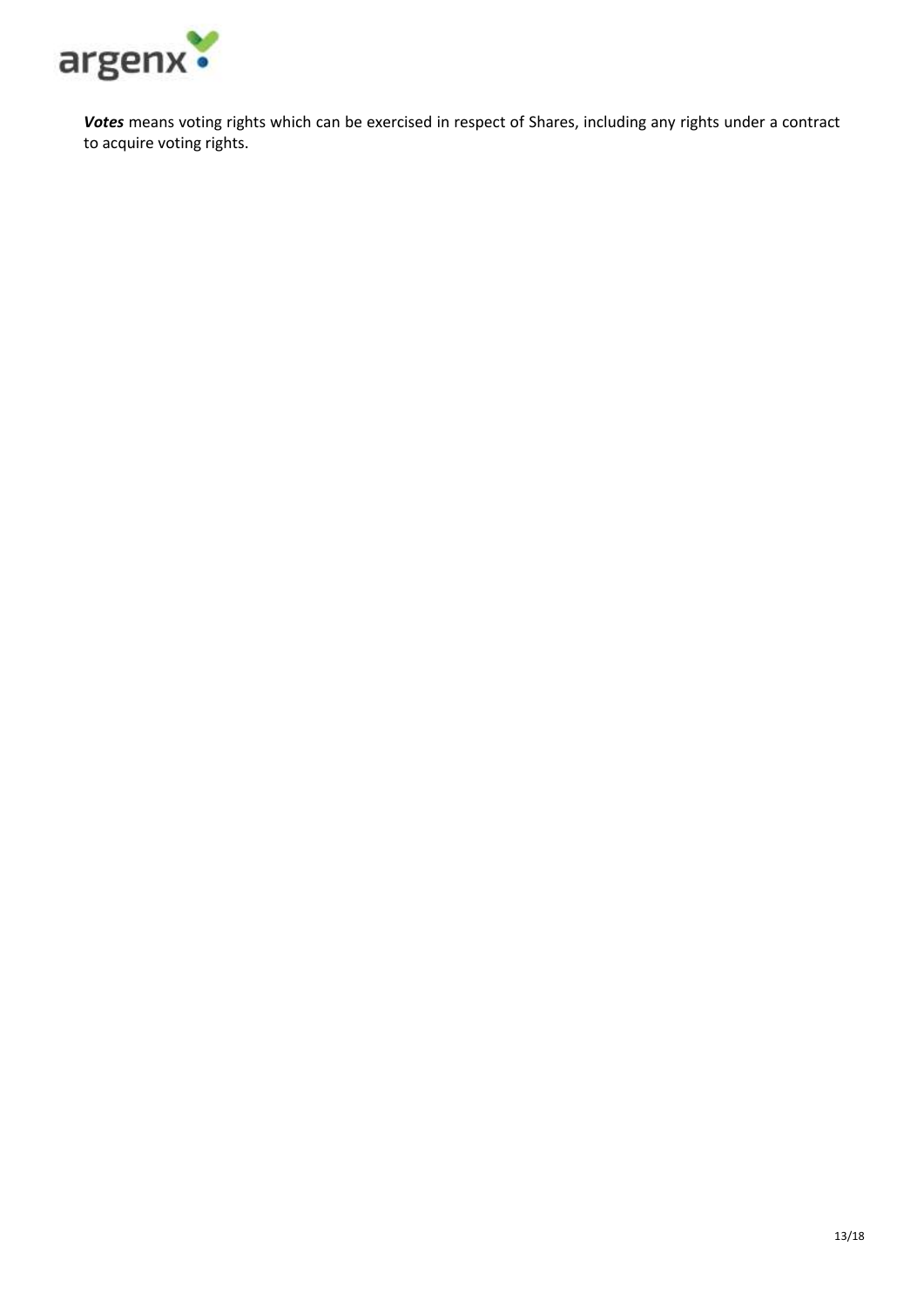***Votes*** means voting rights which can be exercised in respect of Shares, including any rights under a contract to acquire voting rights.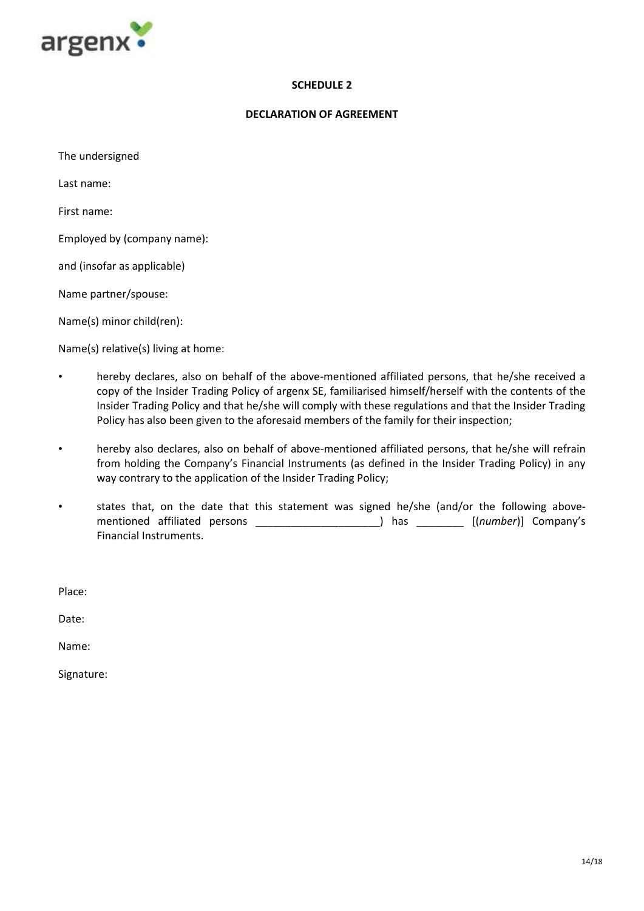**SCHEDULE 2**

**DECLARATION OF AGREEMENT**

The undersigned

Last name:

First name:

Employed by (company name):

and (insofar as applicable)

Name partner/spouse:

Name(s) minor child(ren):

Name(s) relative(s) living at home:

- hereby declares, also on behalf of the above-mentioned affiliated persons, that he/she received a copy of the Insider Trading Policy of argenx SE, familiarised himself/herself with the contents of the Insider Trading Policy and that he/she will comply with these regulations and that the Insider Trading Policy has also been given to the aforesaid members of the family for their inspection;
- hereby also declares, also on behalf of above-mentioned affiliated persons, that he/she will refrain from holding the Company's Financial Instruments (as defined in the Insider Trading Policy) in any way contrary to the application of the Insider Trading Policy;
- states that, on the date that this statement was signed he/she (and/or the following above-mentioned affiliated persons _____________________) has ________ [(*number*)] Company's Financial Instruments.

Place:

Date:

Name:

Signature: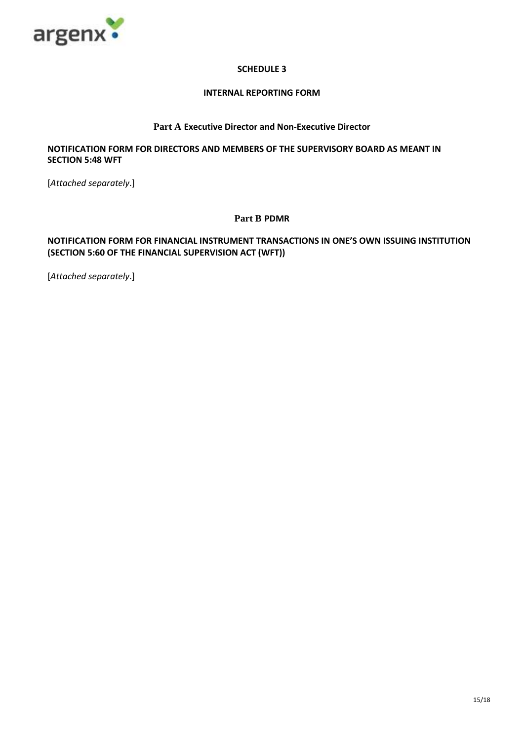# SCHEDULE 3

## INTERNAL REPORTING FORM

### Part A Executive Director and Non-Executive Director

**NOTIFICATION FORM FOR DIRECTORS AND MEMBERS OF THE SUPERVISORY BOARD AS MEANT IN SECTION 5:48 WFT**

[*Attached separately*.]

### Part B PDMR

**NOTIFICATION FORM FOR FINANCIAL INSTRUMENT TRANSACTIONS IN ONE'S OWN ISSUING INSTITUTION (SECTION 5:60 OF THE FINANCIAL SUPERVISION ACT (WFT))**

[*Attached separately*.]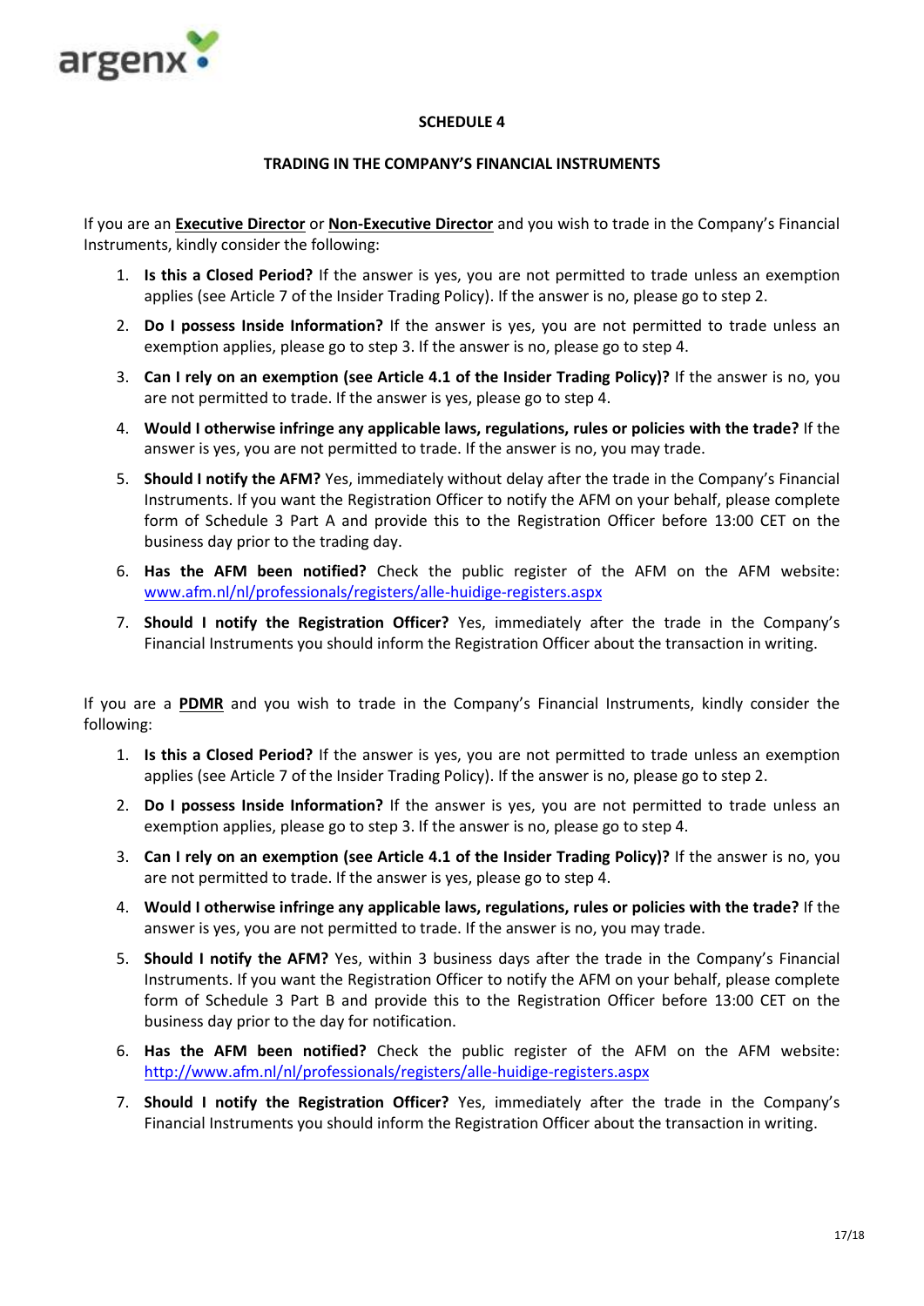# SCHEDULE 4

## TRADING IN THE COMPANY'S FINANCIAL INSTRUMENTS

If you are an **Executive Director** or **Non-Executive Director** and you wish to trade in the Company's Financial Instruments, kindly consider the following:

1. **Is this a Closed Period?** If the answer is yes, you are not permitted to trade unless an exemption applies (see Article 7 of the Insider Trading Policy). If the answer is no, please go to step 2.
2. **Do I possess Inside Information?** If the answer is yes, you are not permitted to trade unless an exemption applies, please go to step 3. If the answer is no, please go to step 4.
3. **Can I rely on an exemption (see Article 4.1 of the Insider Trading Policy)?** If the answer is no, you are not permitted to trade. If the answer is yes, please go to step 4.
4. **Would I otherwise infringe any applicable laws, regulations, rules or policies with the trade?** If the answer is yes, you are not permitted to trade. If the answer is no, you may trade.
5. **Should I notify the AFM?** Yes, immediately without delay after the trade in the Company's Financial Instruments. If you want the Registration Officer to notify the AFM on your behalf, please complete form of Schedule 3 Part A and provide this to the Registration Officer before 13:00 CET on the business day prior to the trading day.
6. **Has the AFM been notified?** Check the public register of the AFM on the AFM website: www.afm.nl/nl/professionals/registers/alle-huidige-registers.aspx
7. **Should I notify the Registration Officer?** Yes, immediately after the trade in the Company's Financial Instruments you should inform the Registration Officer about the transaction in writing.

If you are a **PDMR** and you wish to trade in the Company's Financial Instruments, kindly consider the following:

1. **Is this a Closed Period?** If the answer is yes, you are not permitted to trade unless an exemption applies (see Article 7 of the Insider Trading Policy). If the answer is no, please go to step 2.
2. **Do I possess Inside Information?** If the answer is yes, you are not permitted to trade unless an exemption applies, please go to step 3. If the answer is no, please go to step 4.
3. **Can I rely on an exemption (see Article 4.1 of the Insider Trading Policy)?** If the answer is no, you are not permitted to trade. If the answer is yes, please go to step 4.
4. **Would I otherwise infringe any applicable laws, regulations, rules or policies with the trade?** If the answer is yes, you are not permitted to trade. If the answer is no, you may trade.
5. **Should I notify the AFM?** Yes, within 3 business days after the trade in the Company's Financial Instruments. If you want the Registration Officer to notify the AFM on your behalf, please complete form of Schedule 3 Part B and provide this to the Registration Officer before 13:00 CET on the business day prior to the day for notification.
6. **Has the AFM been notified?** Check the public register of the AFM on the AFM website: http://www.afm.nl/nl/professionals/registers/alle-huidige-registers.aspx
7. **Should I notify the Registration Officer?** Yes, immediately after the trade in the Company's Financial Instruments you should inform the Registration Officer about the transaction in writing.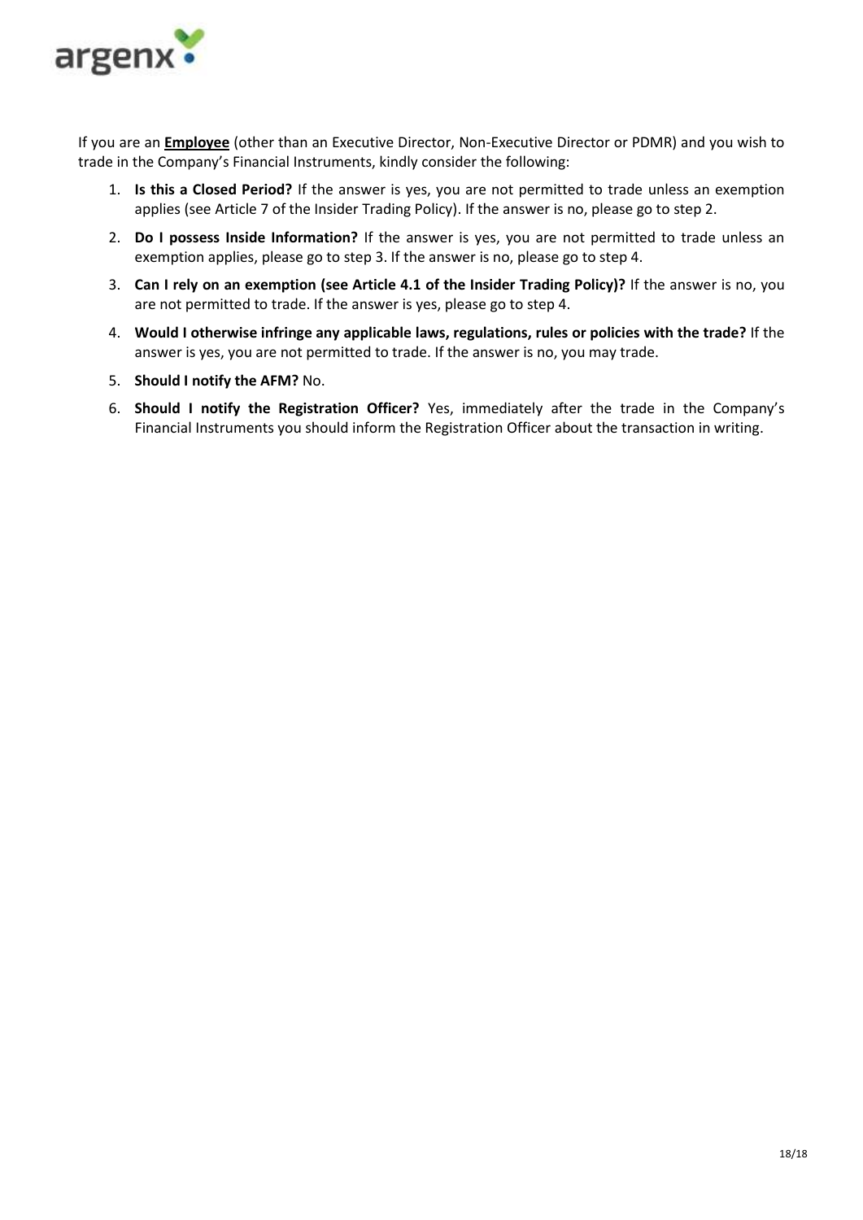If you are an **Employee** (other than an Executive Director, Non-Executive Director or PDMR) and you wish to trade in the Company's Financial Instruments, kindly consider the following:

1. **Is this a Closed Period?** If the answer is yes, you are not permitted to trade unless an exemption applies (see Article 7 of the Insider Trading Policy). If the answer is no, please go to step 2.
2. **Do I possess Inside Information?** If the answer is yes, you are not permitted to trade unless an exemption applies, please go to step 3. If the answer is no, please go to step 4.
3. **Can I rely on an exemption (see Article 4.1 of the Insider Trading Policy)?** If the answer is no, you are not permitted to trade. If the answer is yes, please go to step 4.
4. **Would I otherwise infringe any applicable laws, regulations, rules or policies with the trade?** If the answer is yes, you are not permitted to trade. If the answer is no, you may trade.
5. **Should I notify the AFM?** No.
6. **Should I notify the Registration Officer?** Yes, immediately after the trade in the Company's Financial Instruments you should inform the Registration Officer about the transaction in writing.